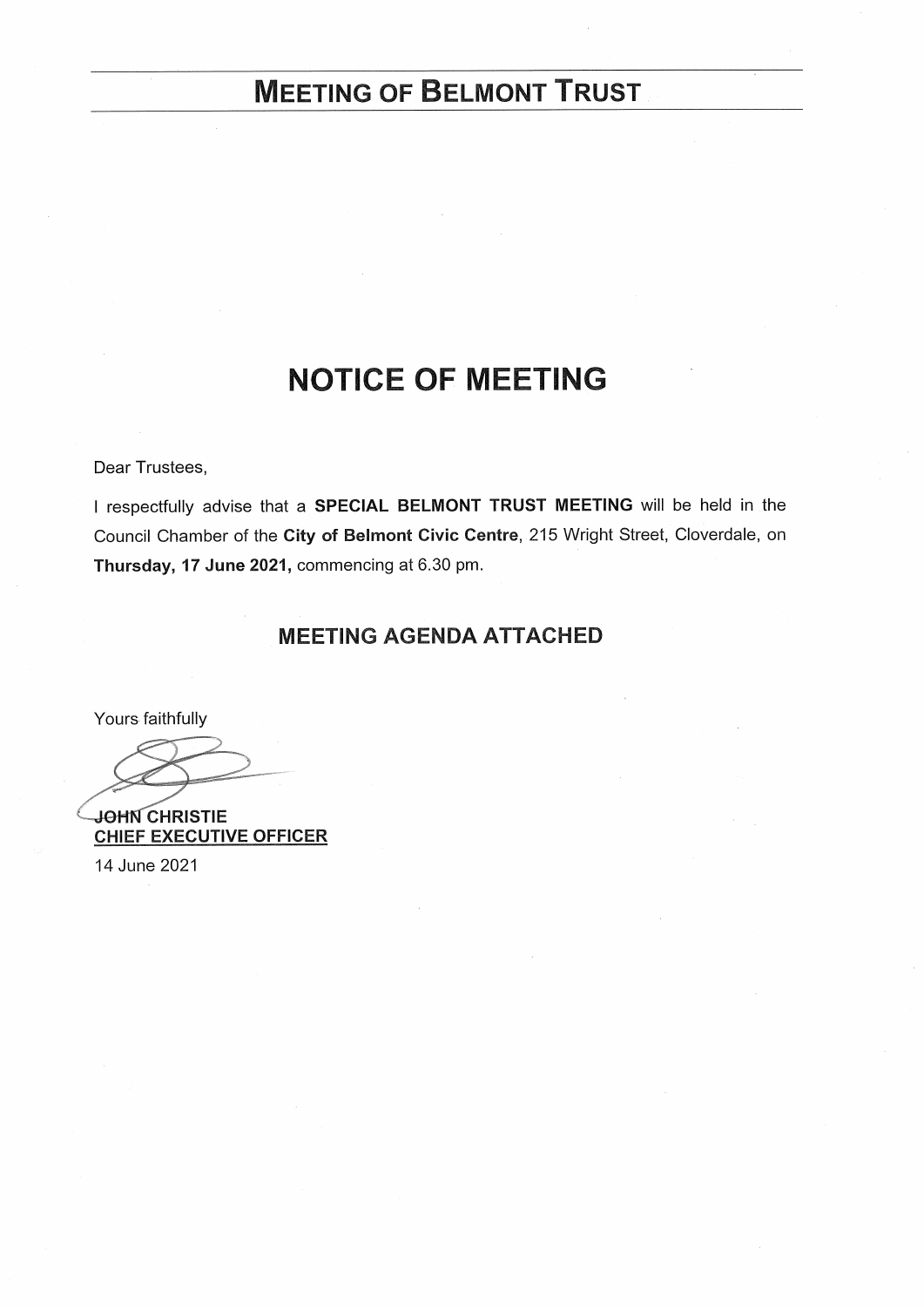# MEETING OF BELMONT TRUST

## NOTICE OF MEETING

Dear Trustees,

I respectfully advise that a **SPECIAL BELMONT TRUST MEETING** will be held in the Council Chamber of the **City of Belmont Civic Centre**, 215 Wright Street, Cloverdale, on **Thursday, 17 June 2021,** commencing at 6.30 pm.

### MEETING AGENDA ATTACHED

Yours faithfully

**JOHN CHRISTIE**
**CHIEF EXECUTIVE OFFICER**

14 June 2021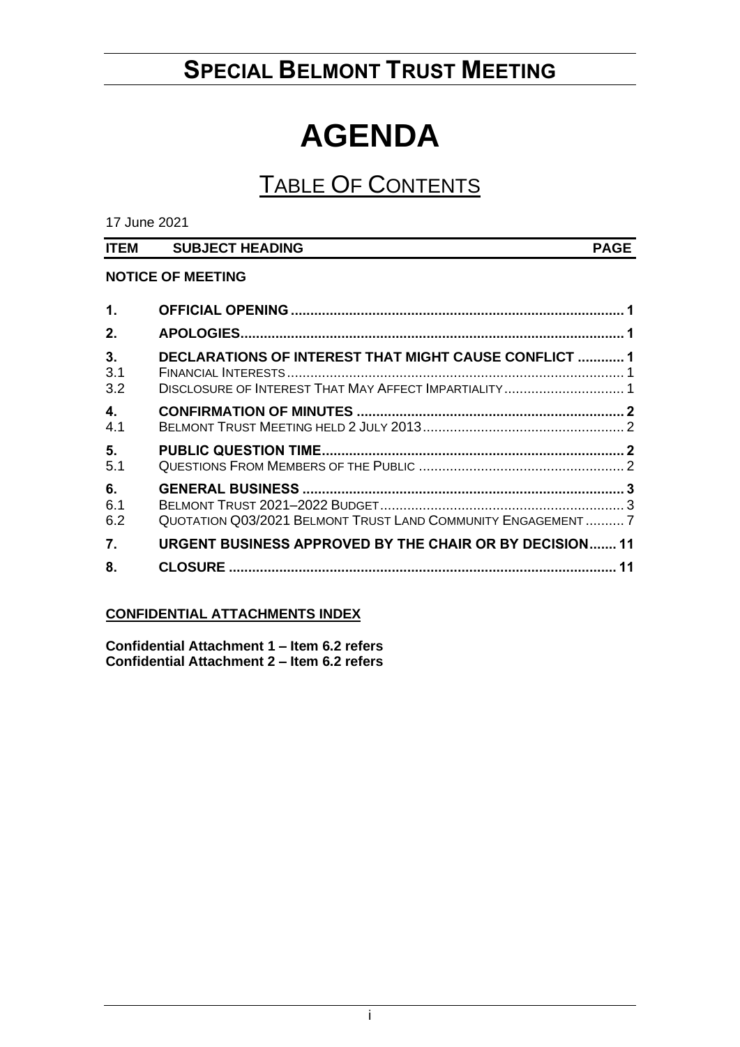# SPECIAL BELMONT TRUST MEETING

# AGENDA

## TABLE OF CONTENTS

17 June 2021

| ITEM | SUBJECT HEADING | PAGE |
|---|---|---|
| | **NOTICE OF MEETING** | |
| **1.** | **OFFICIAL OPENING** | **1** |
| **2.** | **APOLOGIES** | **1** |
| **3.** | **DECLARATIONS OF INTEREST THAT MIGHT CAUSE CONFLICT** | **1** |
| 3.1 | FINANCIAL INTERESTS | 1 |
| 3.2 | DISCLOSURE OF INTEREST THAT MAY AFFECT IMPARTIALITY | 1 |
| **4.** | **CONFIRMATION OF MINUTES** | **2** |
| 4.1 | BELMONT TRUST MEETING HELD 2 JULY 2013 | 2 |
| **5.** | **PUBLIC QUESTION TIME** | **2** |
| 5.1 | QUESTIONS FROM MEMBERS OF THE PUBLIC | 2 |
| **6.** | **GENERAL BUSINESS** | **3** |
| 6.1 | BELMONT TRUST 2021–2022 BUDGET | 3 |
| 6.2 | QUOTATION Q03/2021 BELMONT TRUST LAND COMMUNITY ENGAGEMENT | 7 |
| **7.** | **URGENT BUSINESS APPROVED BY THE CHAIR OR BY DECISION** | **11** |
| **8.** | **CLOSURE** | **11** |

**CONFIDENTIAL ATTACHMENTS INDEX**

**Confidential Attachment 1 – Item 6.2 refers**
**Confidential Attachment 2 – Item 6.2 refers**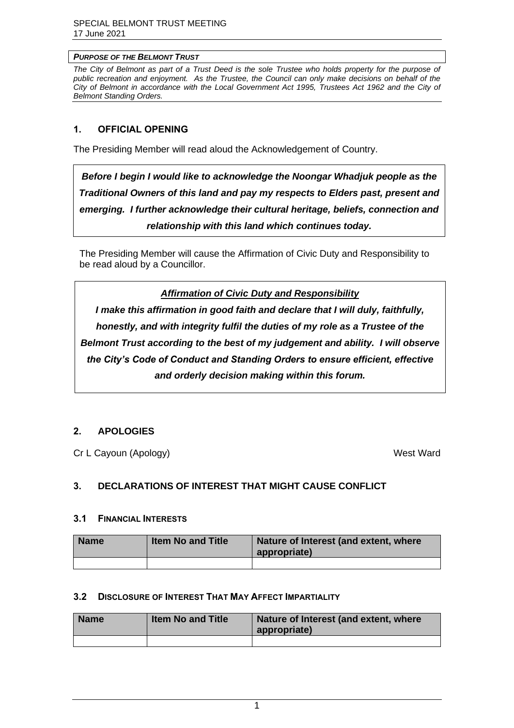***PURPOSE OF THE BELMONT TRUST***

*The City of Belmont as part of a Trust Deed is the sole Trustee who holds property for the purpose of public recreation and enjoyment. As the Trustee, the Council can only make decisions on behalf of the City of Belmont in accordance with the Local Government Act 1995, Trustees Act 1962 and the City of Belmont Standing Orders.*

## 1. OFFICIAL OPENING

The Presiding Member will read aloud the Acknowledgement of Country.

***Before I begin I would like to acknowledge the Noongar Whadjuk people as the Traditional Owners of this land and pay my respects to Elders past, present and emerging. I further acknowledge their cultural heritage, beliefs, connection and relationship with this land which continues today.***

The Presiding Member will cause the Affirmation of Civic Duty and Responsibility to be read aloud by a Councillor.

***Affirmation of Civic Duty and Responsibility***

***I make this affirmation in good faith and declare that I will duly, faithfully, honestly, and with integrity fulfil the duties of my role as a Trustee of the Belmont Trust according to the best of my judgement and ability. I will observe the City's Code of Conduct and Standing Orders to ensure efficient, effective and orderly decision making within this forum.***

## 2. APOLOGIES

Cr L Cayoun (Apology) West Ward

## 3. DECLARATIONS OF INTEREST THAT MIGHT CAUSE CONFLICT

### 3.1 FINANCIAL INTERESTS

| Name | Item No and Title | Nature of Interest (and extent, where appropriate) |
|---|---|---|
| | | |

### 3.2 DISCLOSURE OF INTEREST THAT MAY AFFECT IMPARTIALITY

| Name | Item No and Title | Nature of Interest (and extent, where appropriate) |
|---|---|---|
| | | |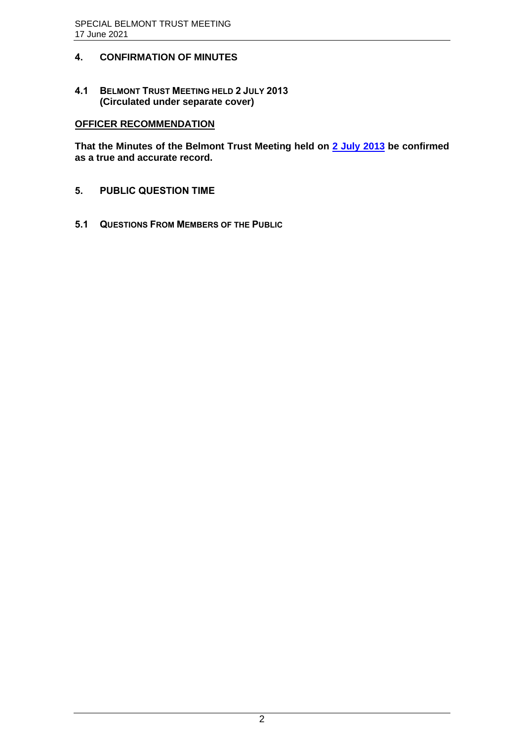## 4. CONFIRMATION OF MINUTES

### 4.1 BELMONT TRUST MEETING HELD 2 JULY 2013 (Circulated under separate cover)

**OFFICER RECOMMENDATION**

**That the Minutes of the Belmont Trust Meeting held on 2 July 2013 be confirmed as a true and accurate record.**

## 5. PUBLIC QUESTION TIME

### 5.1 QUESTIONS FROM MEMBERS OF THE PUBLIC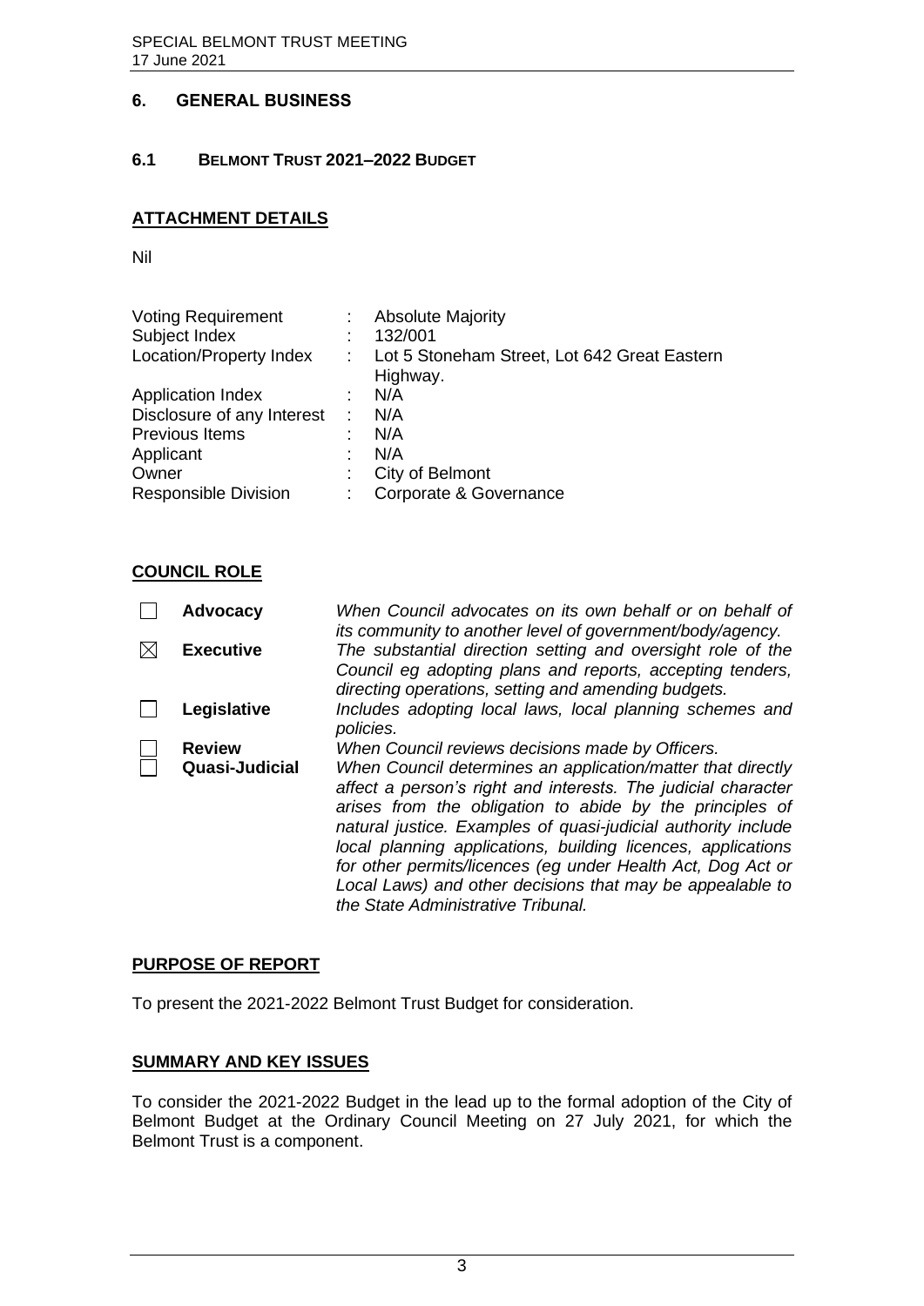## 6. GENERAL BUSINESS

### 6.1 BELMONT TRUST 2021–2022 BUDGET

**ATTACHMENT DETAILS**

Nil

| | | |
|---|---|---|
| Voting Requirement | : | Absolute Majority |
| Subject Index | : | 132/001 |
| Location/Property Index | : | Lot 5 Stoneham Street, Lot 642 Great Eastern Highway. |
| Application Index | : | N/A |
| Disclosure of any Interest | : | N/A |
| Previous Items | : | N/A |
| Applicant | : | N/A |
| Owner | : | City of Belmont |
| Responsible Division | : | Corporate & Governance |

**COUNCIL ROLE**

| | | |
|---|---|---|
| ☐ | **Advocacy** | *When Council advocates on its own behalf or on behalf of its community to another level of government/body/agency.* |
| ☒ | **Executive** | *The substantial direction setting and oversight role of the Council eg adopting plans and reports, accepting tenders, directing operations, setting and amending budgets.* |
| ☐ | **Legislative** | *Includes adopting local laws, local planning schemes and policies.* |
| ☐ | **Review** | *When Council reviews decisions made by Officers.* |
| ☐ | **Quasi-Judicial** | *When Council determines an application/matter that directly affect a person's right and interests. The judicial character arises from the obligation to abide by the principles of natural justice. Examples of quasi-judicial authority include local planning applications, building licences, applications for other permits/licences (eg under Health Act, Dog Act or Local Laws) and other decisions that may be appealable to the State Administrative Tribunal.* |

**PURPOSE OF REPORT**

To present the 2021-2022 Belmont Trust Budget for consideration.

**SUMMARY AND KEY ISSUES**

To consider the 2021-2022 Budget in the lead up to the formal adoption of the City of Belmont Budget at the Ordinary Council Meeting on 27 July 2021, for which the Belmont Trust is a component.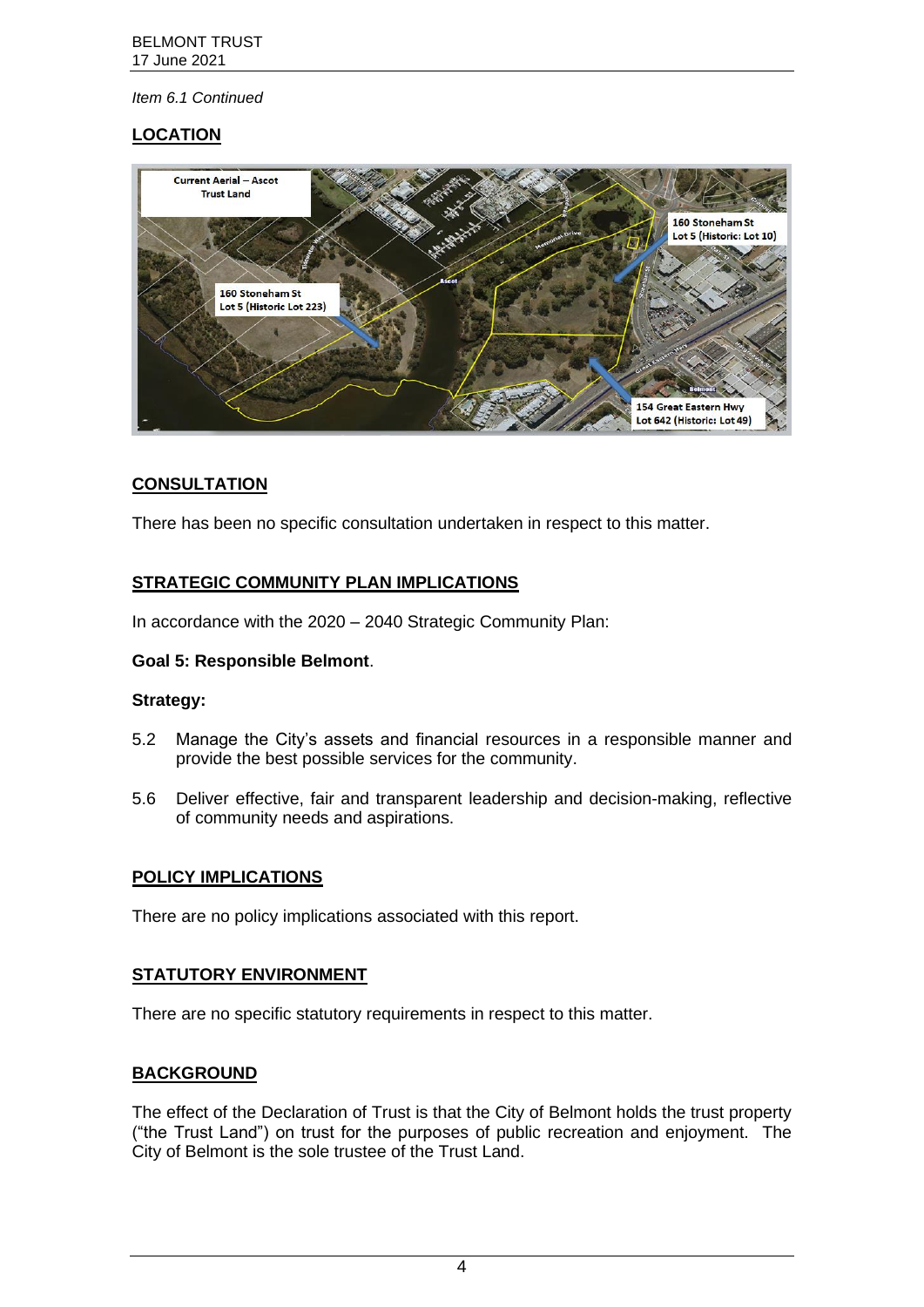*Item 6.1 Continued*

## LOCATION

Current Aerial – Ascot Trust Land

160 Stoneham St Lot 5 (Historic: Lot 10)

160 Stoneham St Lot 5 (Historic Lot 223)

154 Great Eastern Hwy Lot 642 (Historic: Lot 49)

## CONSULTATION

There has been no specific consultation undertaken in respect to this matter.

## STRATEGIC COMMUNITY PLAN IMPLICATIONS

In accordance with the 2020 – 2040 Strategic Community Plan:

**Goal 5: Responsible Belmont**.

**Strategy:**

5.2 Manage the City's assets and financial resources in a responsible manner and provide the best possible services for the community.

5.6 Deliver effective, fair and transparent leadership and decision-making, reflective of community needs and aspirations.

## POLICY IMPLICATIONS

There are no policy implications associated with this report.

## STATUTORY ENVIRONMENT

There are no specific statutory requirements in respect to this matter.

## BACKGROUND

The effect of the Declaration of Trust is that the City of Belmont holds the trust property ("the Trust Land") on trust for the purposes of public recreation and enjoyment. The City of Belmont is the sole trustee of the Trust Land.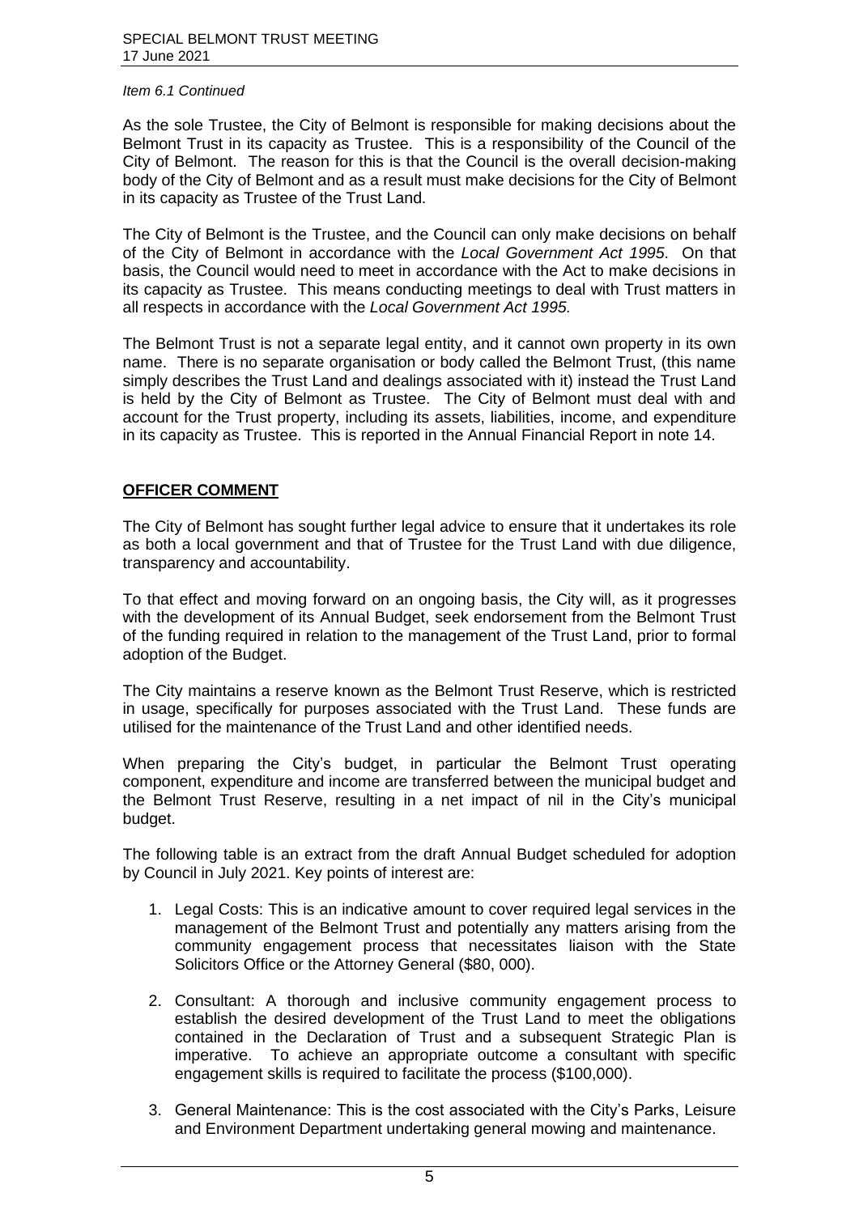*Item 6.1 Continued*

As the sole Trustee, the City of Belmont is responsible for making decisions about the Belmont Trust in its capacity as Trustee. This is a responsibility of the Council of the City of Belmont. The reason for this is that the Council is the overall decision-making body of the City of Belmont and as a result must make decisions for the City of Belmont in its capacity as Trustee of the Trust Land.

The City of Belmont is the Trustee, and the Council can only make decisions on behalf of the City of Belmont in accordance with the *Local Government Act 1995*. On that basis, the Council would need to meet in accordance with the Act to make decisions in its capacity as Trustee. This means conducting meetings to deal with Trust matters in all respects in accordance with the *Local Government Act 1995.*

The Belmont Trust is not a separate legal entity, and it cannot own property in its own name. There is no separate organisation or body called the Belmont Trust, (this name simply describes the Trust Land and dealings associated with it) instead the Trust Land is held by the City of Belmont as Trustee. The City of Belmont must deal with and account for the Trust property, including its assets, liabilities, income, and expenditure in its capacity as Trustee. This is reported in the Annual Financial Report in note 14.

## OFFICER COMMENT

The City of Belmont has sought further legal advice to ensure that it undertakes its role as both a local government and that of Trustee for the Trust Land with due diligence, transparency and accountability.

To that effect and moving forward on an ongoing basis, the City will, as it progresses with the development of its Annual Budget, seek endorsement from the Belmont Trust of the funding required in relation to the management of the Trust Land, prior to formal adoption of the Budget.

The City maintains a reserve known as the Belmont Trust Reserve, which is restricted in usage, specifically for purposes associated with the Trust Land. These funds are utilised for the maintenance of the Trust Land and other identified needs.

When preparing the City's budget, in particular the Belmont Trust operating component, expenditure and income are transferred between the municipal budget and the Belmont Trust Reserve, resulting in a net impact of nil in the City's municipal budget.

The following table is an extract from the draft Annual Budget scheduled for adoption by Council in July 2021. Key points of interest are:

1. Legal Costs: This is an indicative amount to cover required legal services in the management of the Belmont Trust and potentially any matters arising from the community engagement process that necessitates liaison with the State Solicitors Office or the Attorney General ($80, 000).
2. Consultant: A thorough and inclusive community engagement process to establish the desired development of the Trust Land to meet the obligations contained in the Declaration of Trust and a subsequent Strategic Plan is imperative. To achieve an appropriate outcome a consultant with specific engagement skills is required to facilitate the process ($100,000).
3. General Maintenance: This is the cost associated with the City's Parks, Leisure and Environment Department undertaking general mowing and maintenance.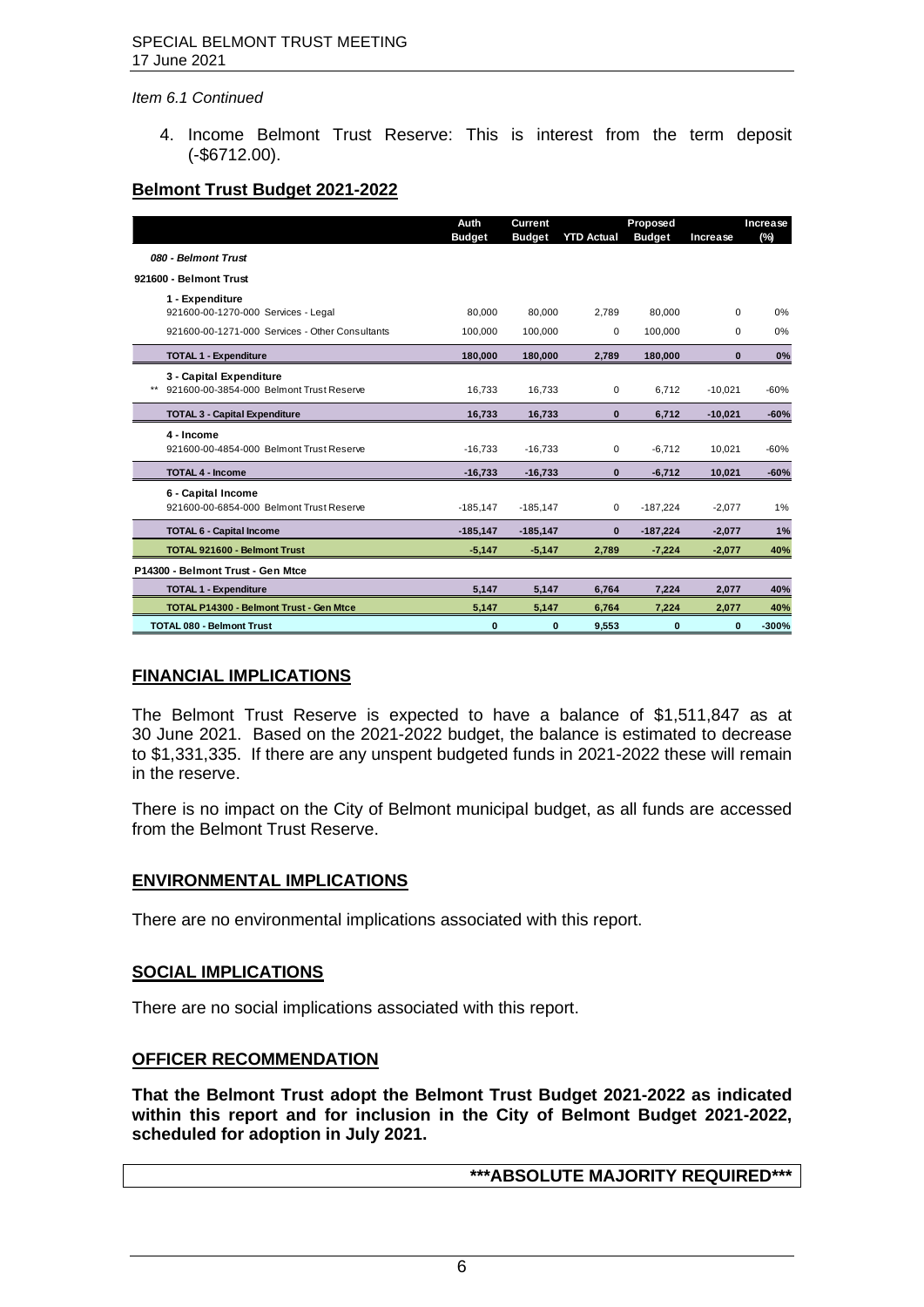*Item 6.1 Continued*

4. Income Belmont Trust Reserve: This is interest from the term deposit (-$6712.00).

## Belmont Trust Budget 2021-2022

| | Auth Budget | Current Budget | YTD Actual | Proposed Budget | Increase | Increase (%) |
|---|---|---|---|---|---|---|
| *080 - Belmont Trust* | | | | | | |
| 921600 - Belmont Trust | | | | | | |
| 1 - Expenditure | | | | | | |
| 921600-00-1270-000 Services - Legal | 80,000 | 80,000 | 2,789 | 80,000 | 0 | 0% |
| 921600-00-1271-000 Services - Other Consultants | 100,000 | 100,000 | 0 | 100,000 | 0 | 0% |
| **TOTAL 1 - Expenditure** | **180,000** | **180,000** | **2,789** | **180,000** | **0** | **0%** |
| 3 - Capital Expenditure | | | | | | |
| ** 921600-00-3854-000 Belmont Trust Reserve | 16,733 | 16,733 | 0 | 6,712 | -10,021 | -60% |
| **TOTAL 3 - Capital Expenditure** | **16,733** | **16,733** | **0** | **6,712** | **-10,021** | **-60%** |
| 4 - Income | | | | | | |
| 921600-00-4854-000 Belmont Trust Reserve | -16,733 | -16,733 | 0 | -6,712 | 10,021 | -60% |
| **TOTAL 4 - Income** | **-16,733** | **-16,733** | **0** | **-6,712** | **10,021** | **-60%** |
| 6 - Capital Income | | | | | | |
| 921600-00-6854-000 Belmont Trust Reserve | -185,147 | -185,147 | 0 | -187,224 | -2,077 | 1% |
| **TOTAL 6 - Capital Income** | **-185,147** | **-185,147** | **0** | **-187,224** | **-2,077** | **1%** |
| **TOTAL 921600 - Belmont Trust** | **-5,147** | **-5,147** | **2,789** | **-7,224** | **-2,077** | **40%** |
| P14300 - Belmont Trust - Gen Mtce | | | | | | |
| **TOTAL 1 - Expenditure** | **5,147** | **5,147** | **6,764** | **7,224** | **2,077** | **40%** |
| **TOTAL P14300 - Belmont Trust - Gen Mtce** | **5,147** | **5,147** | **6,764** | **7,224** | **2,077** | **40%** |
| **TOTAL 080 - Belmont Trust** | **0** | **0** | **9,553** | **0** | **0** | **-300%** |

## FINANCIAL IMPLICATIONS

The Belmont Trust Reserve is expected to have a balance of $1,511,847 as at 30 June 2021. Based on the 2021-2022 budget, the balance is estimated to decrease to $1,331,335. If there are any unspent budgeted funds in 2021-2022 these will remain in the reserve.

There is no impact on the City of Belmont municipal budget, as all funds are accessed from the Belmont Trust Reserve.

## ENVIRONMENTAL IMPLICATIONS

There are no environmental implications associated with this report.

## SOCIAL IMPLICATIONS

There are no social implications associated with this report.

## OFFICER RECOMMENDATION

**That the Belmont Trust adopt the Belmont Trust Budget 2021-2022 as indicated within this report and for inclusion in the City of Belmont Budget 2021-2022, scheduled for adoption in July 2021.**

**\*\*\*ABSOLUTE MAJORITY REQUIRED\*\*\***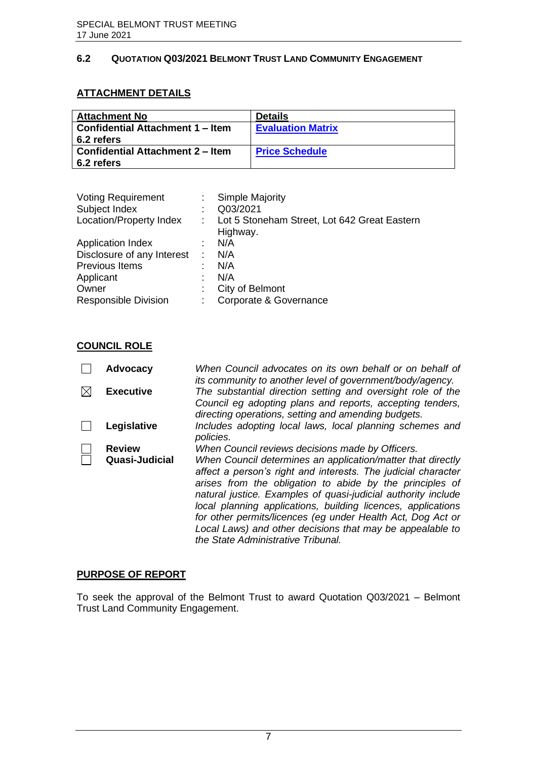## 6.2 QUOTATION Q03/2021 BELMONT TRUST LAND COMMUNITY ENGAGEMENT

### ATTACHMENT DETAILS

| Attachment No | Details |
|---|---|
| **Confidential Attachment 1 – Item 6.2 refers** | **Evaluation Matrix** |
| **Confidential Attachment 2 – Item 6.2 refers** | **Price Schedule** |

| | | |
|---|---|---|
| Voting Requirement | : | Simple Majority |
| Subject Index | : | Q03/2021 |
| Location/Property Index | : | Lot 5 Stoneham Street, Lot 642 Great Eastern Highway. |
| Application Index | : | N/A |
| Disclosure of any Interest | : | N/A |
| Previous Items | : | N/A |
| Applicant | : | N/A |
| Owner | : | City of Belmont |
| Responsible Division | : | Corporate & Governance |

### COUNCIL ROLE

| | | |
|---|---|---|
| ☐ | **Advocacy** | *When Council advocates on its own behalf or on behalf of its community to another level of government/body/agency.* |
| ☒ | **Executive** | *The substantial direction setting and oversight role of the Council eg adopting plans and reports, accepting tenders, directing operations, setting and amending budgets.* |
| ☐ | **Legislative** | *Includes adopting local laws, local planning schemes and policies.* |
| ☐ | **Review** | *When Council reviews decisions made by Officers.* |
| ☐ | **Quasi-Judicial** | *When Council determines an application/matter that directly affect a person's right and interests. The judicial character arises from the obligation to abide by the principles of natural justice. Examples of quasi-judicial authority include local planning applications, building licences, applications for other permits/licences (eg under Health Act, Dog Act or Local Laws) and other decisions that may be appealable to the State Administrative Tribunal.* |

### PURPOSE OF REPORT

To seek the approval of the Belmont Trust to award Quotation Q03/2021 – Belmont Trust Land Community Engagement.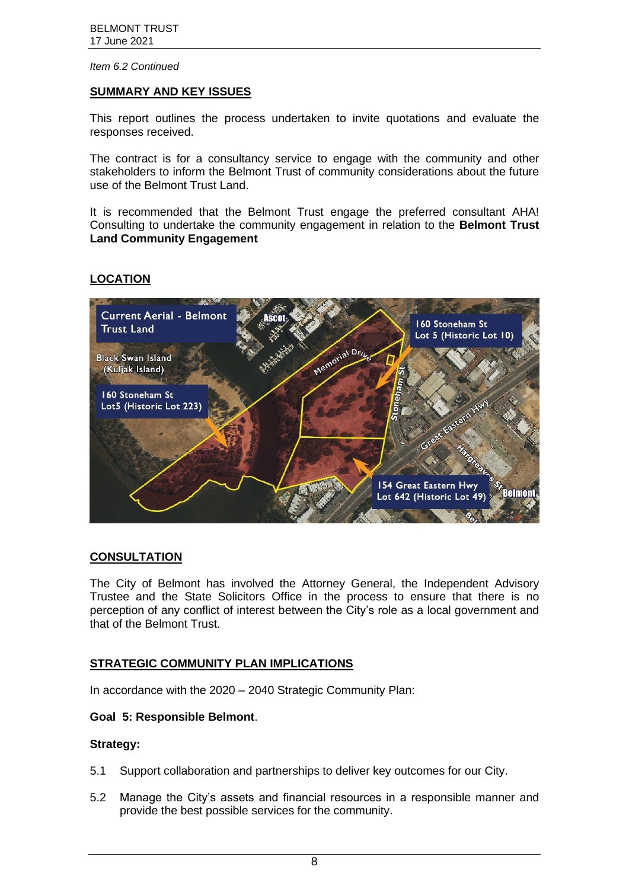*Item 6.2 Continued*

## SUMMARY AND KEY ISSUES

This report outlines the process undertaken to invite quotations and evaluate the responses received.

The contract is for a consultancy service to engage with the community and other stakeholders to inform the Belmont Trust of community considerations about the future use of the Belmont Trust Land.

It is recommended that the Belmont Trust engage the preferred consultant AHA! Consulting to undertake the community engagement in relation to the **Belmont Trust Land Community Engagement**

## LOCATION

## CONSULTATION

The City of Belmont has involved the Attorney General, the Independent Advisory Trustee and the State Solicitors Office in the process to ensure that there is no perception of any conflict of interest between the City's role as a local government and that of the Belmont Trust.

## STRATEGIC COMMUNITY PLAN IMPLICATIONS

In accordance with the 2020 – 2040 Strategic Community Plan:

**Goal 5: Responsible Belmont**.

**Strategy:**

5.1 Support collaboration and partnerships to deliver key outcomes for our City.

5.2 Manage the City's assets and financial resources in a responsible manner and provide the best possible services for the community.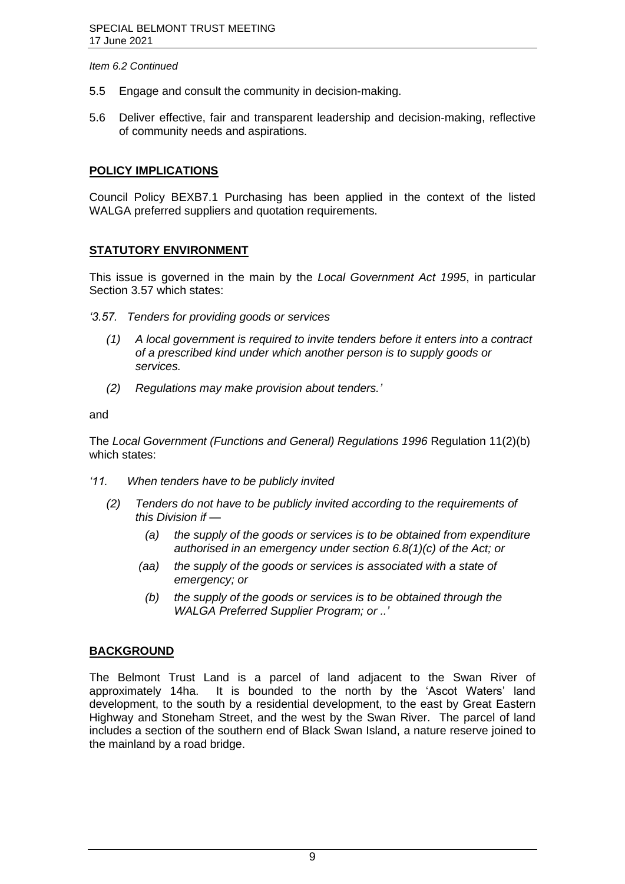*Item 6.2 Continued*

5.5 Engage and consult the community in decision-making.

5.6 Deliver effective, fair and transparent leadership and decision-making, reflective of community needs and aspirations.

## POLICY IMPLICATIONS

Council Policy BEXB7.1 Purchasing has been applied in the context of the listed WALGA preferred suppliers and quotation requirements.

## STATUTORY ENVIRONMENT

This issue is governed in the main by the *Local Government Act 1995*, in particular Section 3.57 which states:

*'3.57. Tenders for providing goods or services*

*(1) A local government is required to invite tenders before it enters into a contract of a prescribed kind under which another person is to supply goods or services.*

*(2) Regulations may make provision about tenders.'*

and

The *Local Government (Functions and General) Regulations 1996* Regulation 11(2)(b) which states:

*'11. When tenders have to be publicly invited*

*(2) Tenders do not have to be publicly invited according to the requirements of this Division if —*

*(a) the supply of the goods or services is to be obtained from expenditure authorised in an emergency under section 6.8(1)(c) of the Act; or*

*(aa) the supply of the goods or services is associated with a state of emergency; or*

*(b) the supply of the goods or services is to be obtained through the WALGA Preferred Supplier Program; or ..'*

## BACKGROUND

The Belmont Trust Land is a parcel of land adjacent to the Swan River of approximately 14ha. It is bounded to the north by the 'Ascot Waters' land development, to the south by a residential development, to the east by Great Eastern Highway and Stoneham Street, and the west by the Swan River. The parcel of land includes a section of the southern end of Black Swan Island, a nature reserve joined to the mainland by a road bridge.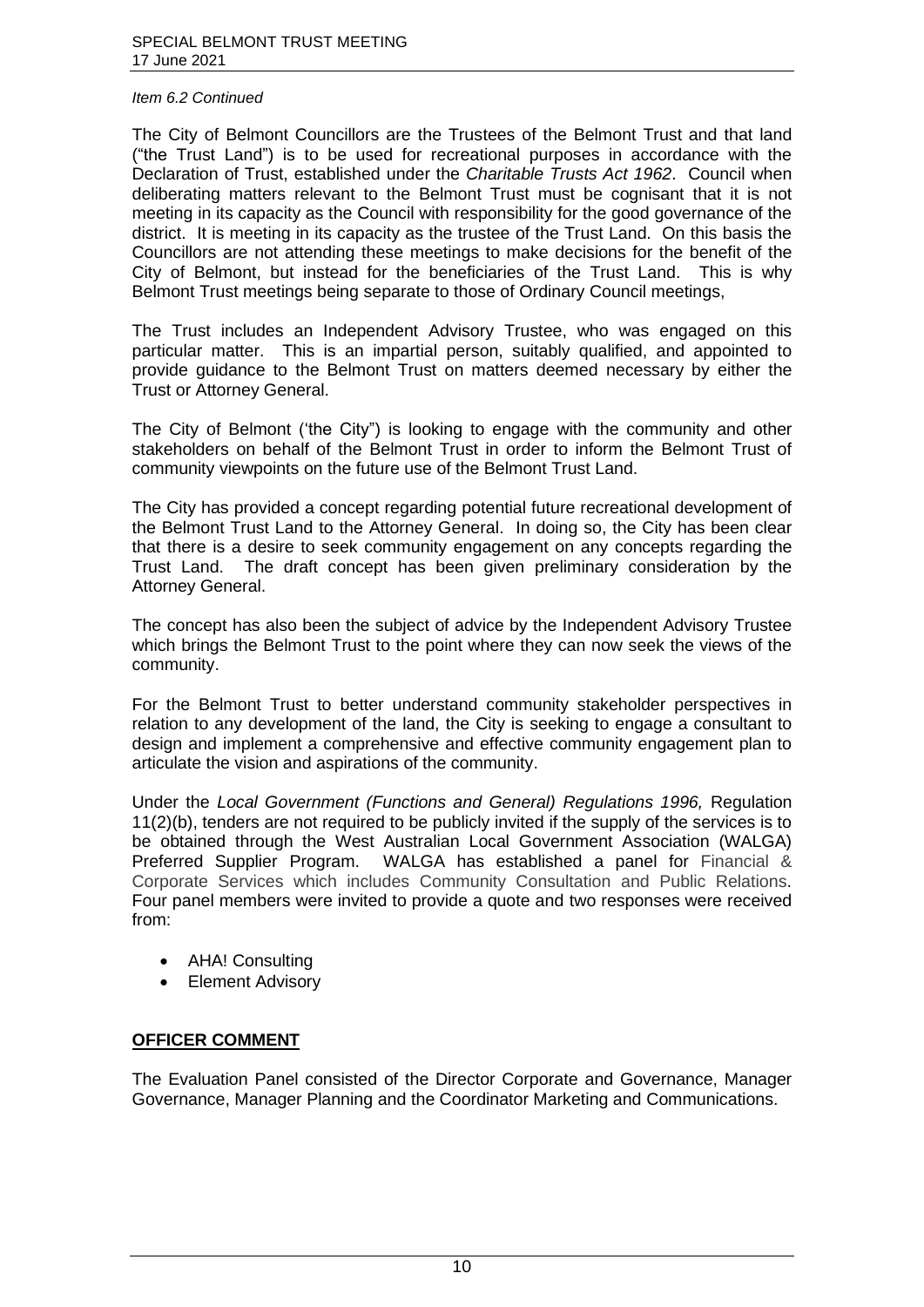*Item 6.2 Continued*

The City of Belmont Councillors are the Trustees of the Belmont Trust and that land ("the Trust Land") is to be used for recreational purposes in accordance with the Declaration of Trust, established under the *Charitable Trusts Act 1962*. Council when deliberating matters relevant to the Belmont Trust must be cognisant that it is not meeting in its capacity as the Council with responsibility for the good governance of the district. It is meeting in its capacity as the trustee of the Trust Land. On this basis the Councillors are not attending these meetings to make decisions for the benefit of the City of Belmont, but instead for the beneficiaries of the Trust Land. This is why Belmont Trust meetings being separate to those of Ordinary Council meetings,

The Trust includes an Independent Advisory Trustee, who was engaged on this particular matter. This is an impartial person, suitably qualified, and appointed to provide guidance to the Belmont Trust on matters deemed necessary by either the Trust or Attorney General.

The City of Belmont ('the City") is looking to engage with the community and other stakeholders on behalf of the Belmont Trust in order to inform the Belmont Trust of community viewpoints on the future use of the Belmont Trust Land.

The City has provided a concept regarding potential future recreational development of the Belmont Trust Land to the Attorney General. In doing so, the City has been clear that there is a desire to seek community engagement on any concepts regarding the Trust Land. The draft concept has been given preliminary consideration by the Attorney General.

The concept has also been the subject of advice by the Independent Advisory Trustee which brings the Belmont Trust to the point where they can now seek the views of the community.

For the Belmont Trust to better understand community stakeholder perspectives in relation to any development of the land, the City is seeking to engage a consultant to design and implement a comprehensive and effective community engagement plan to articulate the vision and aspirations of the community.

Under the *Local Government (Functions and General) Regulations 1996,* Regulation 11(2)(b), tenders are not required to be publicly invited if the supply of the services is to be obtained through the West Australian Local Government Association (WALGA) Preferred Supplier Program. WALGA has established a panel for Financial & Corporate Services which includes Community Consultation and Public Relations. Four panel members were invited to provide a quote and two responses were received from:

- AHA! Consulting
- Element Advisory

## OFFICER COMMENT

The Evaluation Panel consisted of the Director Corporate and Governance, Manager Governance, Manager Planning and the Coordinator Marketing and Communications.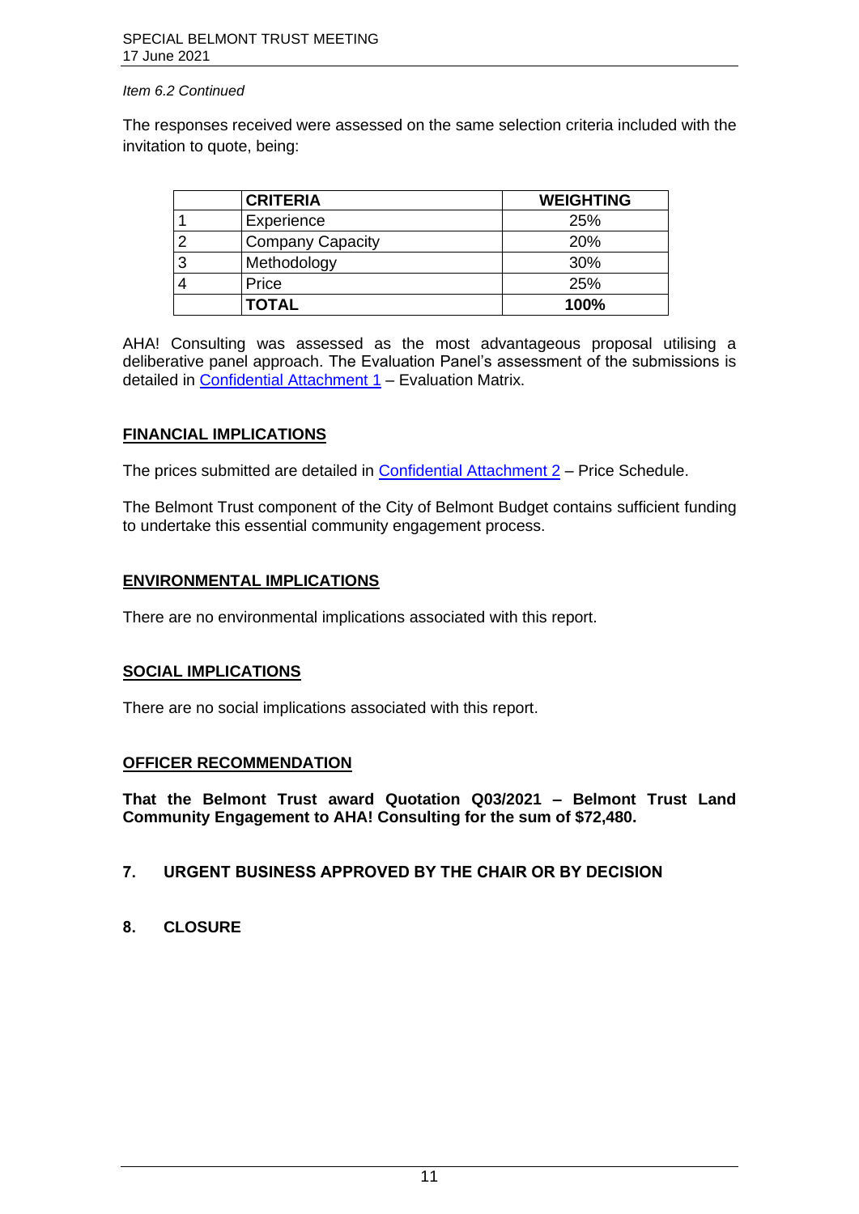*Item 6.2 Continued*

The responses received were assessed on the same selection criteria included with the invitation to quote, being:

| | CRITERIA | WEIGHTING |
|---|---|---|
| 1 | Experience | 25% |
| 2 | Company Capacity | 20% |
| 3 | Methodology | 30% |
| 4 | Price | 25% |
| | **TOTAL** | **100%** |

AHA! Consulting was assessed as the most advantageous proposal utilising a deliberative panel approach. The Evaluation Panel's assessment of the submissions is detailed in Confidential Attachment 1 – Evaluation Matrix.

## FINANCIAL IMPLICATIONS

The prices submitted are detailed in Confidential Attachment 2 – Price Schedule.

The Belmont Trust component of the City of Belmont Budget contains sufficient funding to undertake this essential community engagement process.

## ENVIRONMENTAL IMPLICATIONS

There are no environmental implications associated with this report.

## SOCIAL IMPLICATIONS

There are no social implications associated with this report.

## OFFICER RECOMMENDATION

**That the Belmont Trust award Quotation Q03/2021 – Belmont Trust Land Community Engagement to AHA! Consulting for the sum of $72,480.**

## 7. URGENT BUSINESS APPROVED BY THE CHAIR OR BY DECISION

## 8. CLOSURE